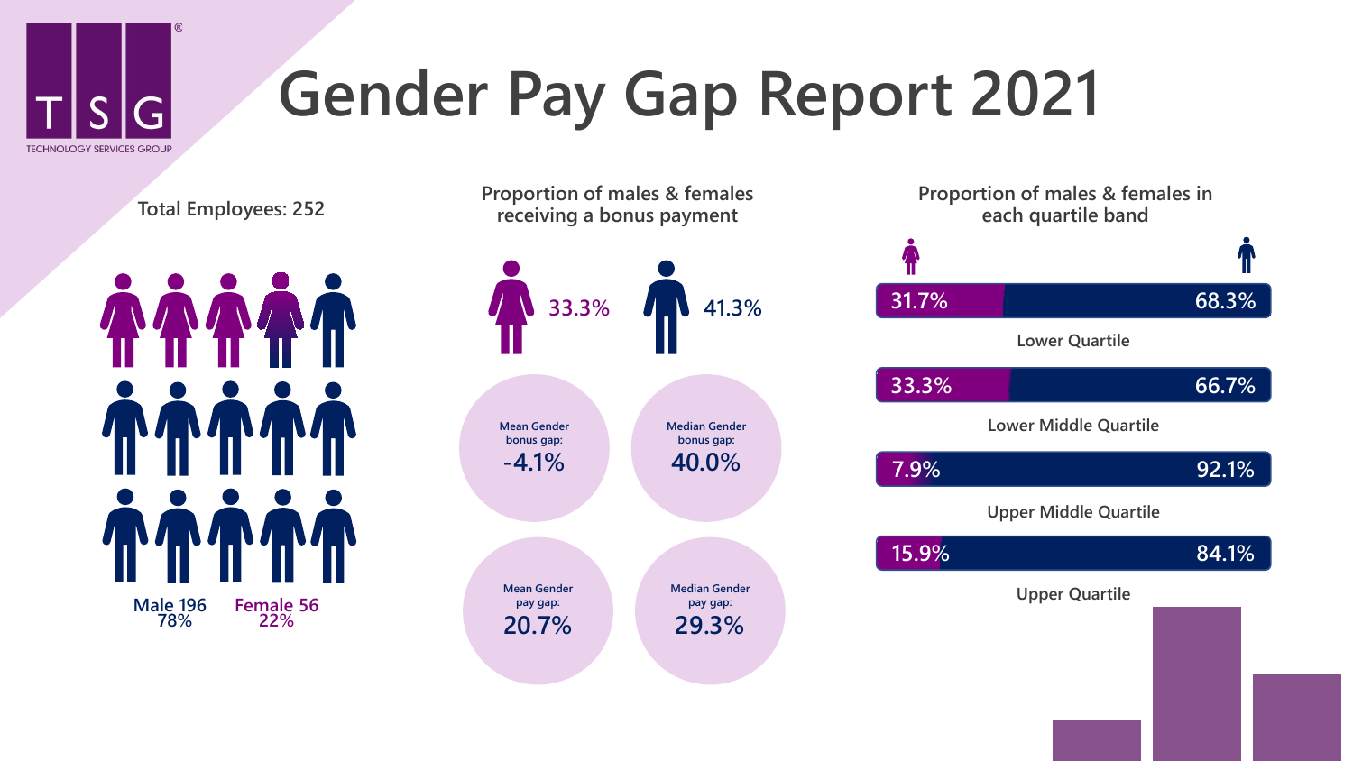TSG
TECHNOLOGY SERVICES GROUP

# Gender Pay Gap Report 2021

## Total Employees: 252

Male 196
78%

Female 56
22%

## Proportion of males & females receiving a bonus payment

Female: 33.3%

Male: 41.3%

Mean Gender bonus gap: **-4.1%**

Median Gender bonus gap: **40.0%**

Mean Gender pay gap: **20.7%**

Median Gender pay gap: **29.3%**

## Proportion of males & females in each quartile band

| Quartile | Female | Male |
| --- | --- | --- |
| Lower Quartile | 31.7% | 68.3% |
| Lower Middle Quartile | 33.3% | 66.7% |
| Upper Middle Quartile | 7.9% | 92.1% |
| Upper Quartile | 15.9% | 84.1% |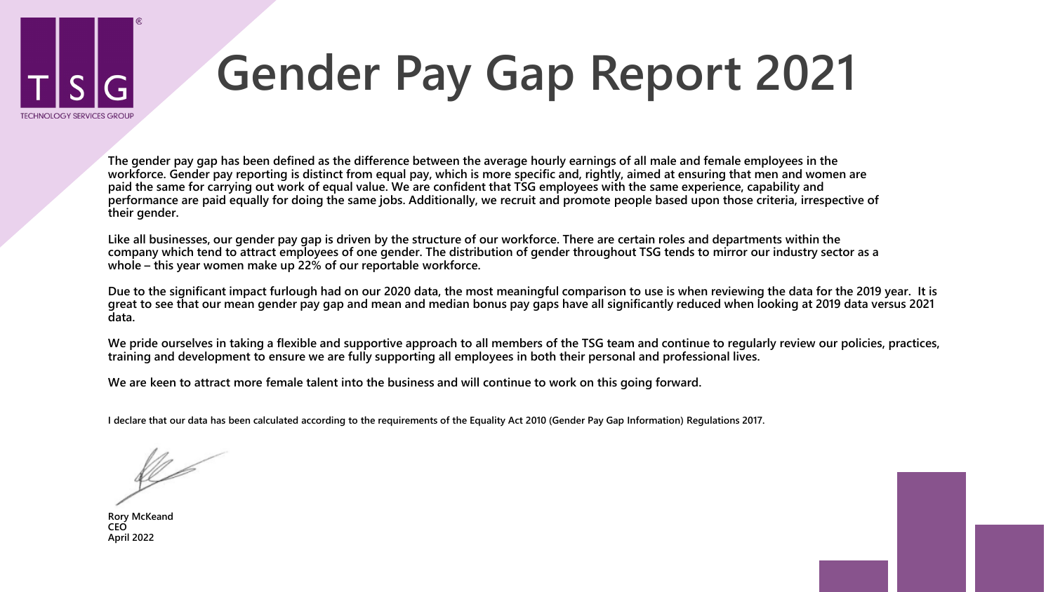# Gender Pay Gap Report 2021

**The gender pay gap has been defined as the difference between the average hourly earnings of all male and female employees in the workforce. Gender pay reporting is distinct from equal pay, which is more specific and, rightly, aimed at ensuring that men and women are paid the same for carrying out work of equal value. We are confident that TSG employees with the same experience, capability and performance are paid equally for doing the same jobs. Additionally, we recruit and promote people based upon those criteria, irrespective of their gender.**

**Like all businesses, our gender pay gap is driven by the structure of our workforce. There are certain roles and departments within the company which tend to attract employees of one gender. The distribution of gender throughout TSG tends to mirror our industry sector as a whole – this year women make up 22% of our reportable workforce.**

**Due to the significant impact furlough had on our 2020 data, the most meaningful comparison to use is when reviewing the data for the 2019 year. It is great to see that our mean gender pay gap and mean and median bonus pay gaps have all significantly reduced when looking at 2019 data versus 2021 data.**

**We pride ourselves in taking a flexible and supportive approach to all members of the TSG team and continue to regularly review our policies, practices, training and development to ensure we are fully supporting all employees in both their personal and professional lives.**

**We are keen to attract more female talent into the business and will continue to work on this going forward.**

**I declare that our data has been calculated according to the requirements of the Equality Act 2010 (Gender Pay Gap Information) Regulations 2017.**

**Rory McKeand**
**CEO**
**April 2022**